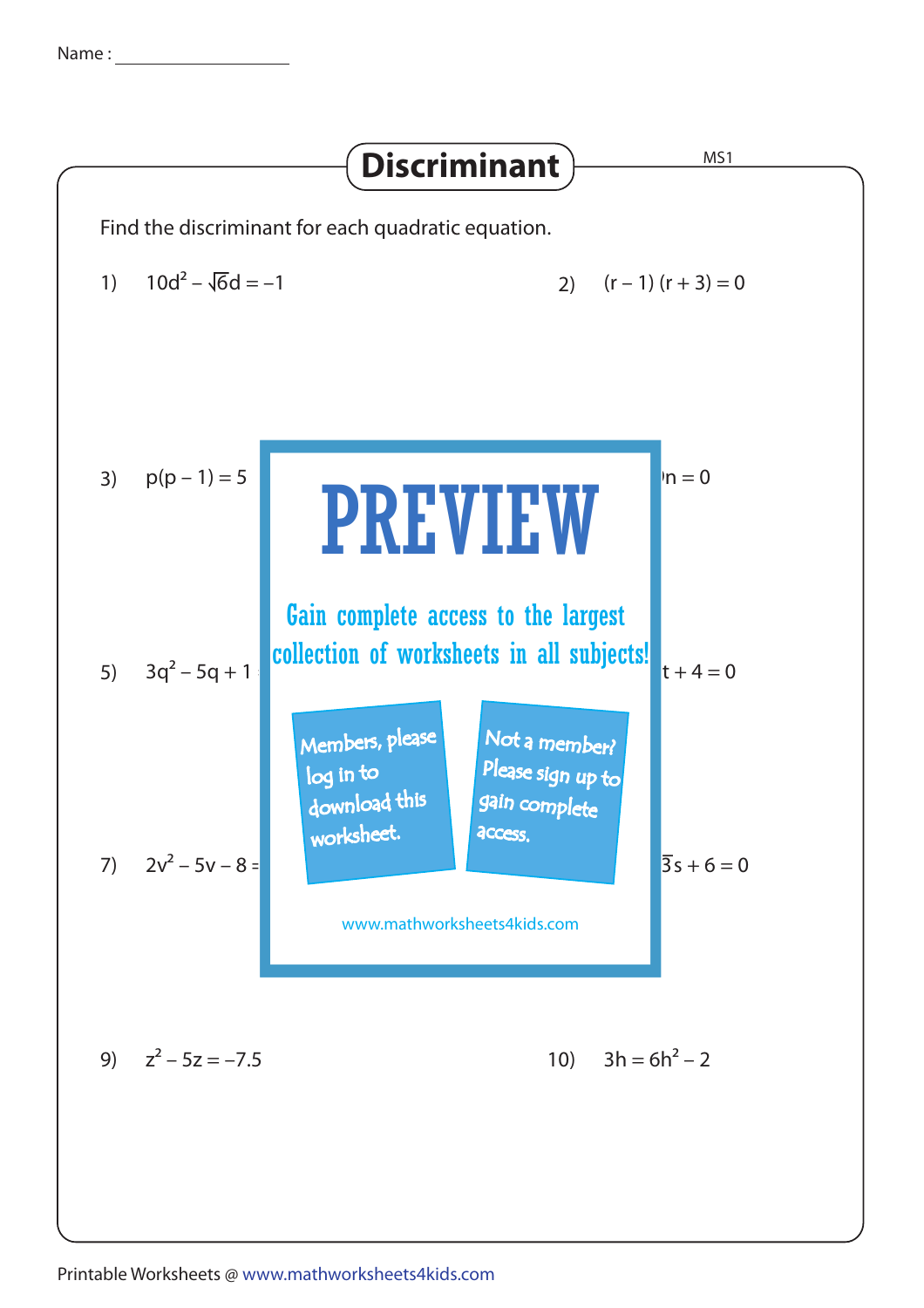Name : ____________________

# Discriminant

MS1

Find the discriminant for each quadratic equation.

1) $10d^2 - \sqrt{6}d = -1$

2) $(r - 1)(r + 3) = 0$

3) $p(p - 1) = 5$

4) ...$n = 0$

5) $3q^2 - 5q + 1$ ...

6) ...$t + 4 = 0$

7) $2v^2 - 5v - 8 =$ ...

8) ...$\overline{3}s + 6 = 0$

PREVIEW

Gain complete access to the largest collection of worksheets in all subjects!

Members, please log in to download this worksheet.

Not a member? Please sign up to gain complete access.

www.mathworksheets4kids.com

9) $z^2 - 5z = -7.5$

10) $3h = 6h^2 - 2$

Printable Worksheets @ www.mathworksheets4kids.com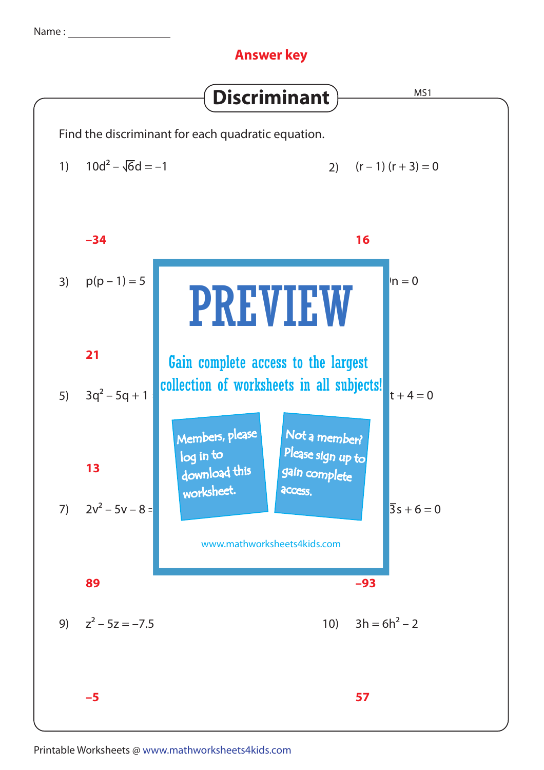Name : ____________________

**Answer key**

# Discriminant

MS1

Find the discriminant for each quadratic equation.

1) $10d^2 - \sqrt{6}d = -1$

**–34**

2) $(r - 1)(r + 3) = 0$

**16**

3) $p(p - 1) = 5$

**21**

4) $n = 0$

5) $3q^2 - 5q + 1$

**13**

6) $t + 4 = 0$

7) $2v^2 - 5v - 8 =$

**89**

8) $\overline{3}s + 6 = 0$

**–93**

9) $z^2 - 5z = -7.5$

**–5**

10) $3h = 6h^2 - 2$

**57**

PREVIEW

Gain complete access to the largest collection of worksheets in all subjects!

Members, please log in to download this worksheet.

Not a member? Please sign up to gain complete access.

www.mathworksheets4kids.com

Printable Worksheets @ www.mathworksheets4kids.com